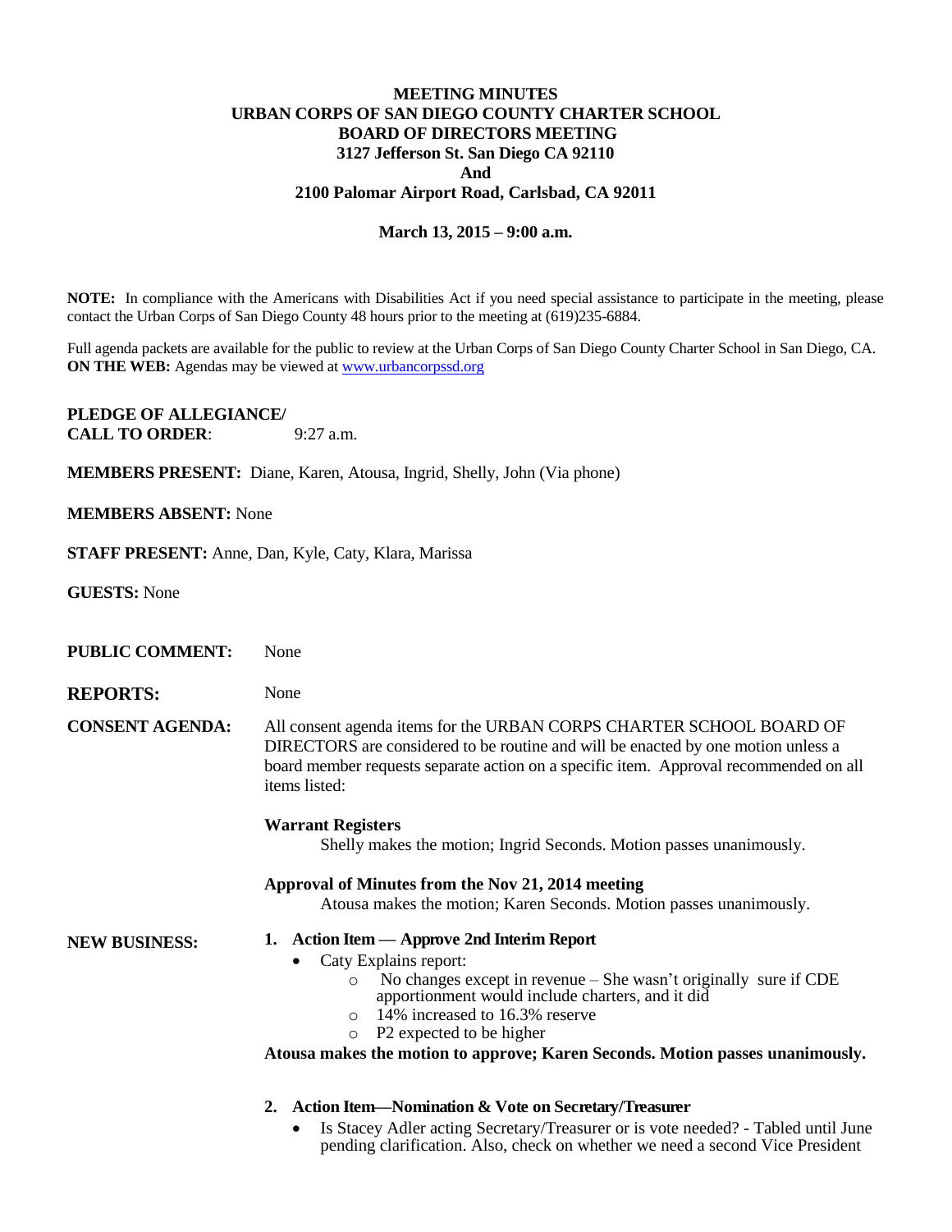# MEETING MINUTES
# URBAN CORPS OF SAN DIEGO COUNTY CHARTER SCHOOL
# BOARD OF DIRECTORS MEETING

**3127 Jefferson St. San Diego CA 92110**
**And**
**2100 Palomar Airport Road, Carlsbad, CA 92011**

**March 13, 2015 – 9:00 a.m.**

**NOTE:** In compliance with the Americans with Disabilities Act if you need special assistance to participate in the meeting, please contact the Urban Corps of San Diego County 48 hours prior to the meeting at (619)235-6884.

Full agenda packets are available for the public to review at the Urban Corps of San Diego County Charter School in San Diego, CA.
**ON THE WEB:** Agendas may be viewed at www.urbancorpssd.org

**PLEDGE OF ALLEGIANCE/**
**CALL TO ORDER**: 9:27 a.m.

**MEMBERS PRESENT:** Diane, Karen, Atousa, Ingrid, Shelly, John (Via phone)

**MEMBERS ABSENT:** None

**STAFF PRESENT:** Anne, Dan, Kyle, Caty, Klara, Marissa

**GUESTS:** None

**PUBLIC COMMENT:** None

**REPORTS:** None

**CONSENT AGENDA:** All consent agenda items for the URBAN CORPS CHARTER SCHOOL BOARD OF DIRECTORS are considered to be routine and will be enacted by one motion unless a board member requests separate action on a specific item. Approval recommended on all items listed:

**Warrant Registers**
Shelly makes the motion; Ingrid Seconds. Motion passes unanimously.

**Approval of Minutes from the Nov 21, 2014 meeting**
Atousa makes the motion; Karen Seconds. Motion passes unanimously.

**NEW BUSINESS:**

1. **Action Item — Approve 2nd Interim Report**
   - Caty Explains report:
     - No changes except in revenue – She wasn't originally sure if CDE apportionment would include charters, and it did
     - 14% increased to 16.3% reserve
     - P2 expected to be higher

   **Atousa makes the motion to approve; Karen Seconds. Motion passes unanimously.**

2. **Action Item—Nomination & Vote on Secretary/Treasurer**
   - Is Stacey Adler acting Secretary/Treasurer or is vote needed? - Tabled until June pending clarification. Also, check on whether we need a second Vice President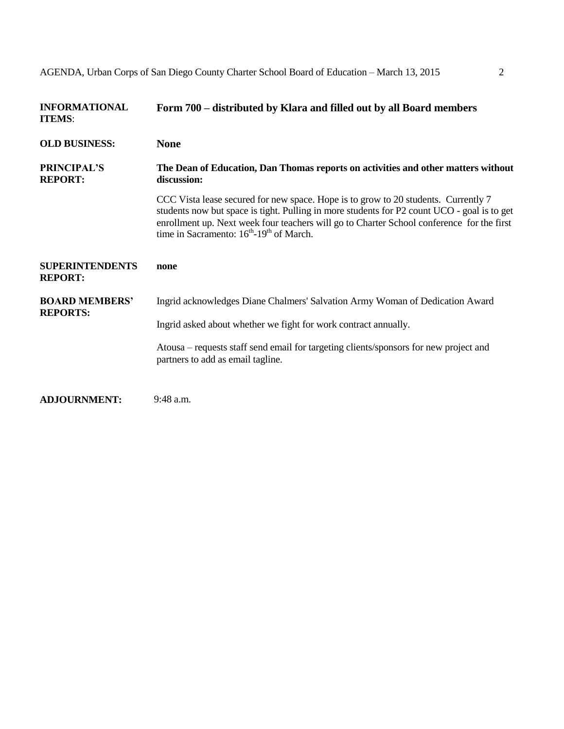**INFORMATIONAL ITEMS**: **Form 700 – distributed by Klara and filled out by all Board members**

**OLD BUSINESS:** **None**

**PRINCIPAL'S REPORT:** **The Dean of Education, Dan Thomas reports on activities and other matters without discussion:**

CCC Vista lease secured for new space. Hope is to grow to 20 students. Currently 7 students now but space is tight. Pulling in more students for P2 count UCO - goal is to get enrollment up. Next week four teachers will go to Charter School conference for the first time in Sacramento: 16th-19th of March.

**SUPERINTENDENTS REPORT:** **none**

**BOARD MEMBERS' REPORTS:**

Ingrid acknowledges Diane Chalmers' Salvation Army Woman of Dedication Award

Ingrid asked about whether we fight for work contract annually.

Atousa – requests staff send email for targeting clients/sponsors for new project and partners to add as email tagline.

**ADJOURNMENT:** 9:48 a.m.